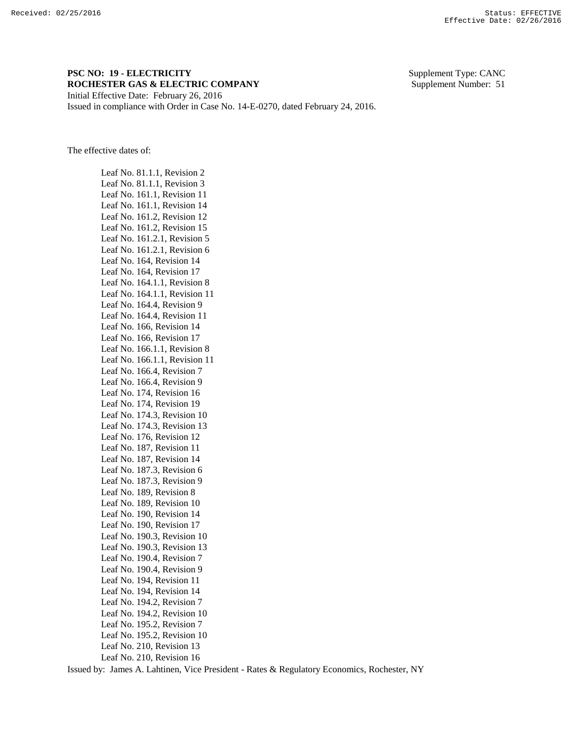**PSC NO: 19 - ELECTRICITY** Supplement Type: CANC
**ROCHESTER GAS & ELECTRIC COMPANY** Supplement Number: 51
Initial Effective Date: February 26, 2016
Issued in compliance with Order in Case No. 14-E-0270, dated February 24, 2016.

The effective dates of:

Leaf No. 81.1.1, Revision 2
Leaf No. 81.1.1, Revision 3
Leaf No. 161.1, Revision 11
Leaf No. 161.1, Revision 14
Leaf No. 161.2, Revision 12
Leaf No. 161.2, Revision 15
Leaf No. 161.2.1, Revision 5
Leaf No. 161.2.1, Revision 6
Leaf No. 164, Revision 14
Leaf No. 164, Revision 17
Leaf No. 164.1.1, Revision 8
Leaf No. 164.1.1, Revision 11
Leaf No. 164.4, Revision 9
Leaf No. 164.4, Revision 11
Leaf No. 166, Revision 14
Leaf No. 166, Revision 17
Leaf No. 166.1.1, Revision 8
Leaf No. 166.1.1, Revision 11
Leaf No. 166.4, Revision 7
Leaf No. 166.4, Revision 9
Leaf No. 174, Revision 16
Leaf No. 174, Revision 19
Leaf No. 174.3, Revision 10
Leaf No. 174.3, Revision 13
Leaf No. 176, Revision 12
Leaf No. 187, Revision 11
Leaf No. 187, Revision 14
Leaf No. 187.3, Revision 6
Leaf No. 187.3, Revision 9
Leaf No. 189, Revision 8
Leaf No. 189, Revision 10
Leaf No. 190, Revision 14
Leaf No. 190, Revision 17
Leaf No. 190.3, Revision 10
Leaf No. 190.3, Revision 13
Leaf No. 190.4, Revision 7
Leaf No. 190.4, Revision 9
Leaf No. 194, Revision 11
Leaf No. 194, Revision 14
Leaf No. 194.2, Revision 7
Leaf No. 194.2, Revision 10
Leaf No. 195.2, Revision 7
Leaf No. 195.2, Revision 10
Leaf No. 210, Revision 13
Leaf No. 210, Revision 16

Issued by: James A. Lahtinen, Vice President - Rates & Regulatory Economics, Rochester, NY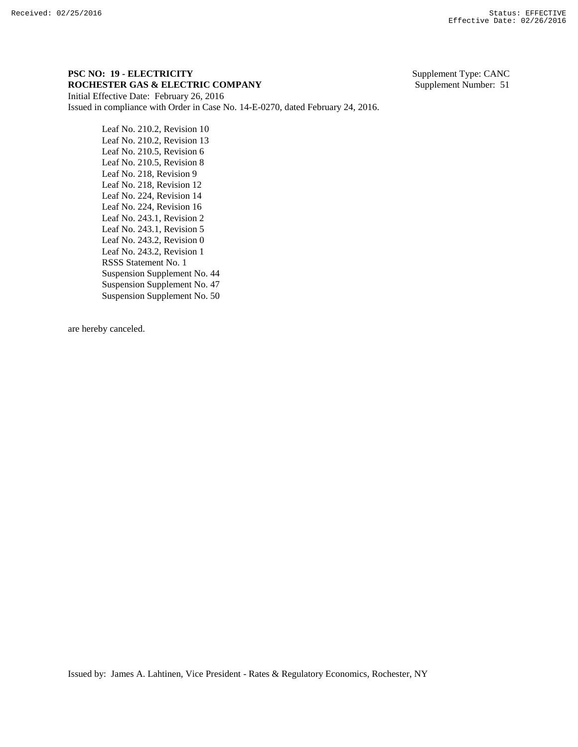**PSC NO: 19 - ELECTRICITY**
**ROCHESTER GAS & ELECTRIC COMPANY**
Initial Effective Date: February 26, 2016
Issued in compliance with Order in Case No. 14-E-0270, dated February 24, 2016.

Supplement Type: CANC
Supplement Number: 51

Leaf No. 210.2, Revision 10
Leaf No. 210.2, Revision 13
Leaf No. 210.5, Revision 6
Leaf No. 210.5, Revision 8
Leaf No. 218, Revision 9
Leaf No. 218, Revision 12
Leaf No. 224, Revision 14
Leaf No. 224, Revision 16
Leaf No. 243.1, Revision 2
Leaf No. 243.1, Revision 5
Leaf No. 243.2, Revision 0
Leaf No. 243.2, Revision 1
RSSS Statement No. 1
Suspension Supplement No. 44
Suspension Supplement No. 47
Suspension Supplement No. 50

are hereby canceled.

Issued by: James A. Lahtinen, Vice President - Rates & Regulatory Economics, Rochester, NY